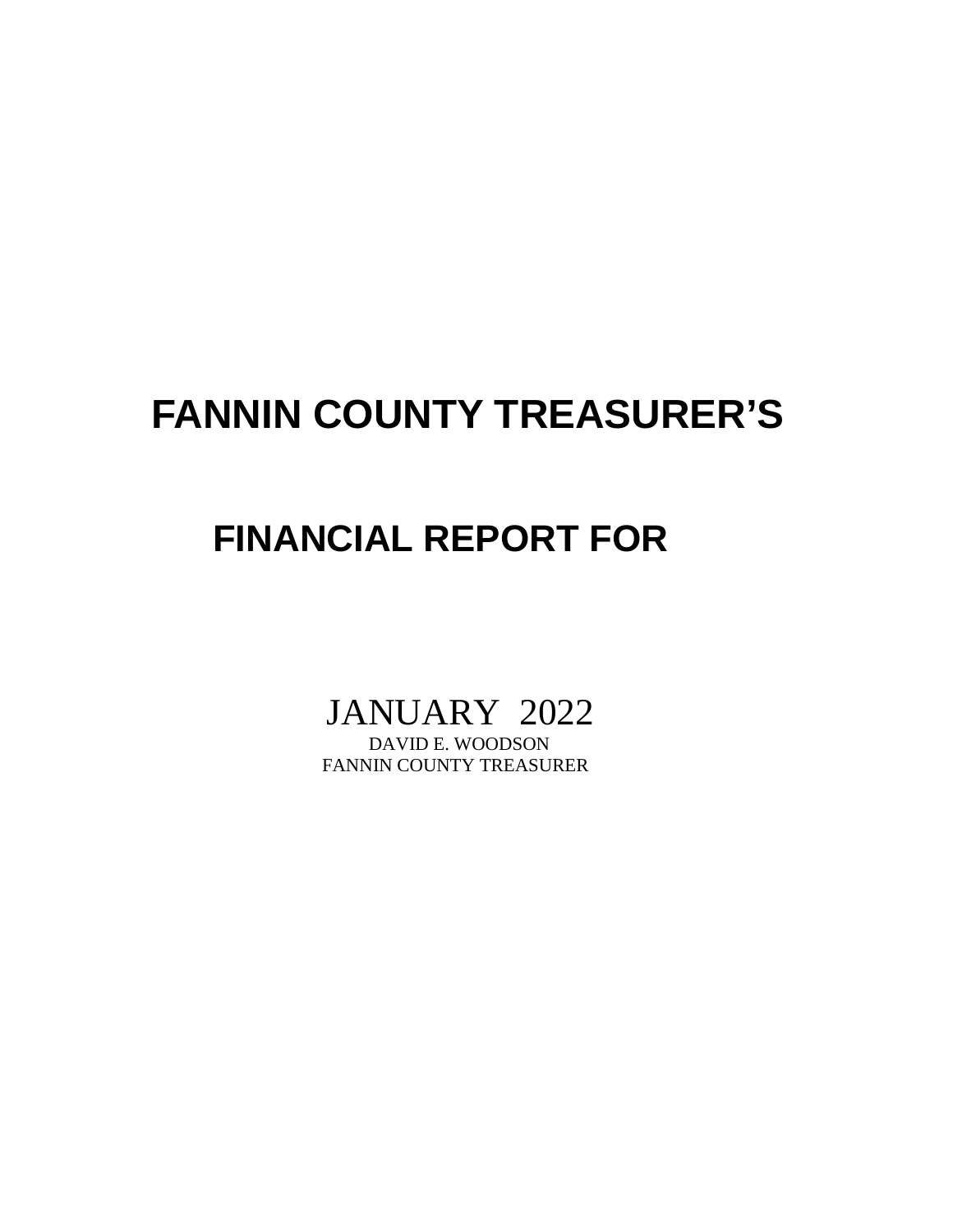# FANNIN COUNTY TREASURER'S

# FINANCIAL REPORT FOR

JANUARY 2022

DAVID E. WOODSON

FANNIN COUNTY TREASURER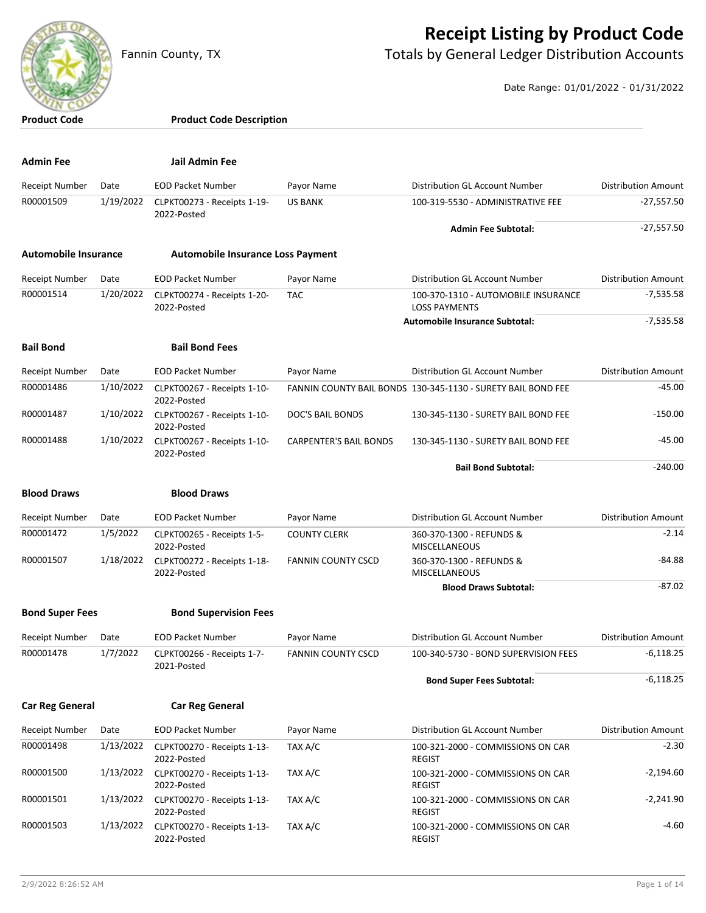# Receipt Listing by Product Code

Fannin County, TX

## Totals by General Ledger Distribution Accounts

Date Range: 01/01/2022 - 01/31/2022

| Product Code | Product Code Description |
|---|---|

### Admin Fee — Jail Admin Fee

| Receipt Number | Date | EOD Packet Number | Payor Name | Distribution GL Account Number | Distribution Amount |
|---|---|---|---|---|---|
| R00001509 | 1/19/2022 | CLPKT00273 - Receipts 1-19-2022-Posted | US BANK | 100-319-5530 - ADMINISTRATIVE FEE | -27,557.50 |
| | | | | **Admin Fee Subtotal:** | -27,557.50 |

### Automobile Insurance — Automobile Insurance Loss Payment

| Receipt Number | Date | EOD Packet Number | Payor Name | Distribution GL Account Number | Distribution Amount |
|---|---|---|---|---|---|
| R00001514 | 1/20/2022 | CLPKT00274 - Receipts 1-20-2022-Posted | TAC | 100-370-1310 - AUTOMOBILE INSURANCE LOSS PAYMENTS | -7,535.58 |
| | | | | **Automobile Insurance Subtotal:** | -7,535.58 |

### Bail Bond — Bail Bond Fees

| Receipt Number | Date | EOD Packet Number | Payor Name | Distribution GL Account Number | Distribution Amount |
|---|---|---|---|---|---|
| R00001486 | 1/10/2022 | CLPKT00267 - Receipts 1-10-2022-Posted | FANNIN COUNTY BAIL BONDS | 130-345-1130 - SURETY BAIL BOND FEE | -45.00 |
| R00001487 | 1/10/2022 | CLPKT00267 - Receipts 1-10-2022-Posted | DOC'S BAIL BONDS | 130-345-1130 - SURETY BAIL BOND FEE | -150.00 |
| R00001488 | 1/10/2022 | CLPKT00267 - Receipts 1-10-2022-Posted | CARPENTER'S BAIL BONDS | 130-345-1130 - SURETY BAIL BOND FEE | -45.00 |
| | | | | **Bail Bond Subtotal:** | -240.00 |

### Blood Draws — Blood Draws

| Receipt Number | Date | EOD Packet Number | Payor Name | Distribution GL Account Number | Distribution Amount |
|---|---|---|---|---|---|
| R00001472 | 1/5/2022 | CLPKT00265 - Receipts 1-5-2022-Posted | COUNTY CLERK | 360-370-1300 - REFUNDS & MISCELLANEOUS | -2.14 |
| R00001507 | 1/18/2022 | CLPKT00272 - Receipts 1-18-2022-Posted | FANNIN COUNTY CSCD | 360-370-1300 - REFUNDS & MISCELLANEOUS | -84.88 |
| | | | | **Blood Draws Subtotal:** | -87.02 |

### Bond Super Fees — Bond Supervision Fees

| Receipt Number | Date | EOD Packet Number | Payor Name | Distribution GL Account Number | Distribution Amount |
|---|---|---|---|---|---|
| R00001478 | 1/7/2022 | CLPKT00266 - Receipts 1-7-2021-Posted | FANNIN COUNTY CSCD | 100-340-5730 - BOND SUPERVISION FEES | -6,118.25 |
| | | | | **Bond Super Fees Subtotal:** | -6,118.25 |

### Car Reg General — Car Reg General

| Receipt Number | Date | EOD Packet Number | Payor Name | Distribution GL Account Number | Distribution Amount |
|---|---|---|---|---|---|
| R00001498 | 1/13/2022 | CLPKT00270 - Receipts 1-13-2022-Posted | TAX A/C | 100-321-2000 - COMMISSIONS ON CAR REGIST | -2.30 |
| R00001500 | 1/13/2022 | CLPKT00270 - Receipts 1-13-2022-Posted | TAX A/C | 100-321-2000 - COMMISSIONS ON CAR REGIST | -2,194.60 |
| R00001501 | 1/13/2022 | CLPKT00270 - Receipts 1-13-2022-Posted | TAX A/C | 100-321-2000 - COMMISSIONS ON CAR REGIST | -2,241.90 |
| R00001503 | 1/13/2022 | CLPKT00270 - Receipts 1-13-2022-Posted | TAX A/C | 100-321-2000 - COMMISSIONS ON CAR REGIST | -4.60 |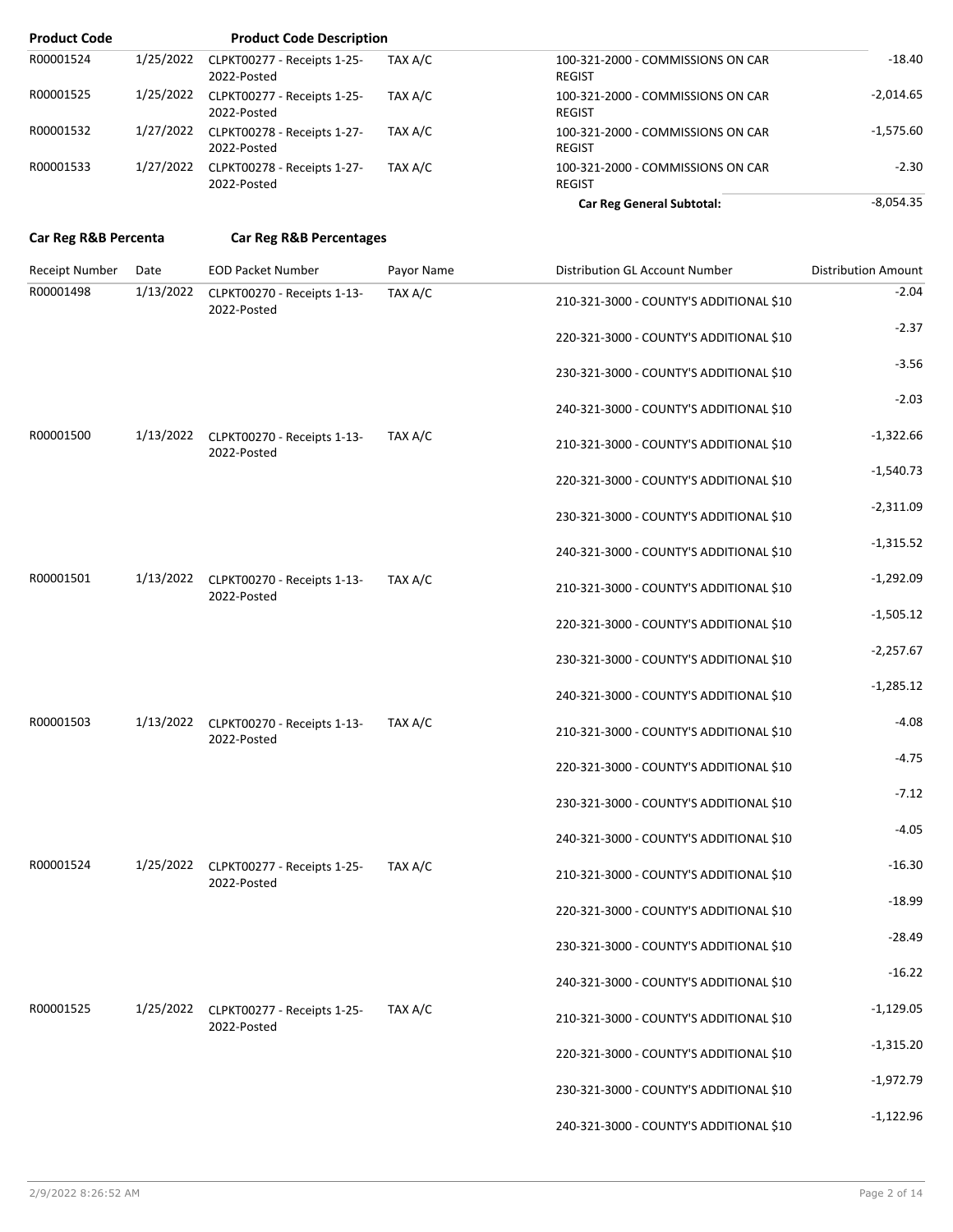| Product Code | | Product Code Description | | | |
|---|---|---|---|---|---|
| R00001524 | 1/25/2022 | CLPKT00277 - Receipts 1-25-2022-Posted | TAX A/C | 100-321-2000 - COMMISSIONS ON CAR REGIST | -18.40 |
| R00001525 | 1/25/2022 | CLPKT00277 - Receipts 1-25-2022-Posted | TAX A/C | 100-321-2000 - COMMISSIONS ON CAR REGIST | -2,014.65 |
| R00001532 | 1/27/2022 | CLPKT00278 - Receipts 1-27-2022-Posted | TAX A/C | 100-321-2000 - COMMISSIONS ON CAR REGIST | -1,575.60 |
| R00001533 | 1/27/2022 | CLPKT00278 - Receipts 1-27-2022-Posted | TAX A/C | 100-321-2000 - COMMISSIONS ON CAR REGIST | -2.30 |
| | | | | **Car Reg General Subtotal:** | -8,054.35 |

**Car Reg R&B Percenta** **Car Reg R&B Percentages**

| Receipt Number | Date | EOD Packet Number | Payor Name | Distribution GL Account Number | Distribution Amount |
|---|---|---|---|---|---|
| R00001498 | 1/13/2022 | CLPKT00270 - Receipts 1-13-2022-Posted | TAX A/C | 210-321-3000 - COUNTY'S ADDITIONAL $10 | -2.04 |
| | | | | 220-321-3000 - COUNTY'S ADDITIONAL $10 | -2.37 |
| | | | | 230-321-3000 - COUNTY'S ADDITIONAL $10 | -3.56 |
| | | | | 240-321-3000 - COUNTY'S ADDITIONAL $10 | -2.03 |
| R00001500 | 1/13/2022 | CLPKT00270 - Receipts 1-13-2022-Posted | TAX A/C | 210-321-3000 - COUNTY'S ADDITIONAL $10 | -1,322.66 |
| | | | | 220-321-3000 - COUNTY'S ADDITIONAL $10 | -1,540.73 |
| | | | | 230-321-3000 - COUNTY'S ADDITIONAL $10 | -2,311.09 |
| | | | | 240-321-3000 - COUNTY'S ADDITIONAL $10 | -1,315.52 |
| R00001501 | 1/13/2022 | CLPKT00270 - Receipts 1-13-2022-Posted | TAX A/C | 210-321-3000 - COUNTY'S ADDITIONAL $10 | -1,292.09 |
| | | | | 220-321-3000 - COUNTY'S ADDITIONAL $10 | -1,505.12 |
| | | | | 230-321-3000 - COUNTY'S ADDITIONAL $10 | -2,257.67 |
| | | | | 240-321-3000 - COUNTY'S ADDITIONAL $10 | -1,285.12 |
| R00001503 | 1/13/2022 | CLPKT00270 - Receipts 1-13-2022-Posted | TAX A/C | 210-321-3000 - COUNTY'S ADDITIONAL $10 | -4.08 |
| | | | | 220-321-3000 - COUNTY'S ADDITIONAL $10 | -4.75 |
| | | | | 230-321-3000 - COUNTY'S ADDITIONAL $10 | -7.12 |
| | | | | 240-321-3000 - COUNTY'S ADDITIONAL $10 | -4.05 |
| R00001524 | 1/25/2022 | CLPKT00277 - Receipts 1-25-2022-Posted | TAX A/C | 210-321-3000 - COUNTY'S ADDITIONAL $10 | -16.30 |
| | | | | 220-321-3000 - COUNTY'S ADDITIONAL $10 | -18.99 |
| | | | | 230-321-3000 - COUNTY'S ADDITIONAL $10 | -28.49 |
| | | | | 240-321-3000 - COUNTY'S ADDITIONAL $10 | -16.22 |
| R00001525 | 1/25/2022 | CLPKT00277 - Receipts 1-25-2022-Posted | TAX A/C | 210-321-3000 - COUNTY'S ADDITIONAL $10 | -1,129.05 |
| | | | | 220-321-3000 - COUNTY'S ADDITIONAL $10 | -1,315.20 |
| | | | | 230-321-3000 - COUNTY'S ADDITIONAL $10 | -1,972.79 |
| | | | | 240-321-3000 - COUNTY'S ADDITIONAL $10 | -1,122.96 |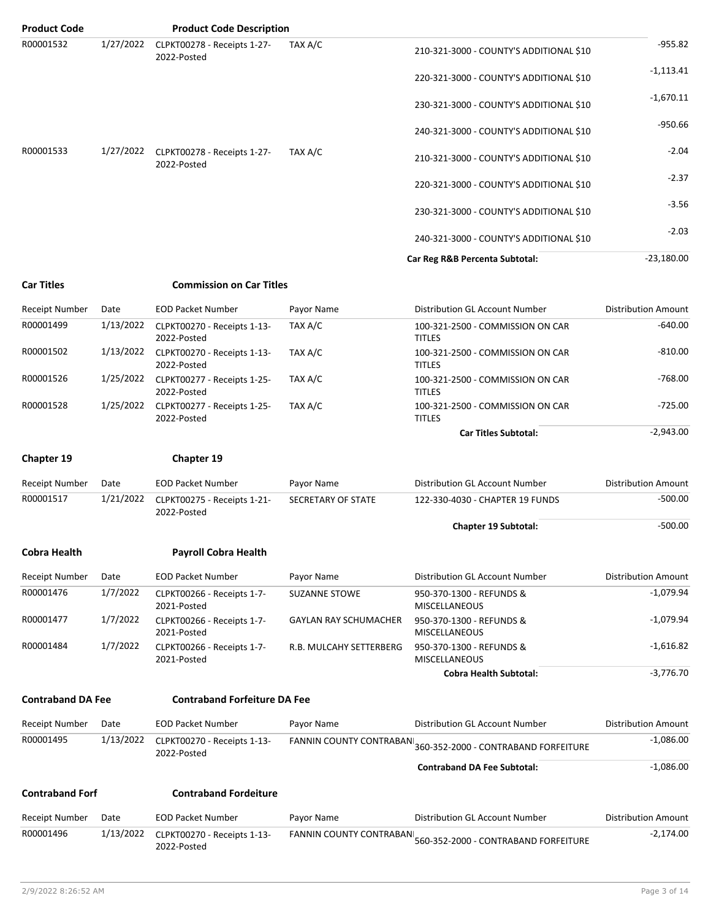| Product Code | | Product Code Description | | | |
|---|---|---|---|---|---|
| R00001532 | 1/27/2022 | CLPKT00278 - Receipts 1-27-2022-Posted | TAX A/C | 210-321-3000 - COUNTY'S ADDITIONAL $10 | -955.82 |
| | | | | 220-321-3000 - COUNTY'S ADDITIONAL $10 | -1,113.41 |
| | | | | 230-321-3000 - COUNTY'S ADDITIONAL $10 | -1,670.11 |
| | | | | 240-321-3000 - COUNTY'S ADDITIONAL $10 | -950.66 |
| R00001533 | 1/27/2022 | CLPKT00278 - Receipts 1-27-2022-Posted | TAX A/C | 210-321-3000 - COUNTY'S ADDITIONAL $10 | -2.04 |
| | | | | 220-321-3000 - COUNTY'S ADDITIONAL $10 | -2.37 |
| | | | | 230-321-3000 - COUNTY'S ADDITIONAL $10 | -3.56 |
| | | | | 240-321-3000 - COUNTY'S ADDITIONAL $10 | -2.03 |
| | | | | **Car Reg R&B Percenta Subtotal:** | -23,180.00 |

**Car Titles** **Commission on Car Titles**

| Receipt Number | Date | EOD Packet Number | Payor Name | Distribution GL Account Number | Distribution Amount |
|---|---|---|---|---|---|
| R00001499 | 1/13/2022 | CLPKT00270 - Receipts 1-13-2022-Posted | TAX A/C | 100-321-2500 - COMMISSION ON CAR TITLES | -640.00 |
| R00001502 | 1/13/2022 | CLPKT00270 - Receipts 1-13-2022-Posted | TAX A/C | 100-321-2500 - COMMISSION ON CAR TITLES | -810.00 |
| R00001526 | 1/25/2022 | CLPKT00277 - Receipts 1-25-2022-Posted | TAX A/C | 100-321-2500 - COMMISSION ON CAR TITLES | -768.00 |
| R00001528 | 1/25/2022 | CLPKT00277 - Receipts 1-25-2022-Posted | TAX A/C | 100-321-2500 - COMMISSION ON CAR TITLES | -725.00 |
| | | | | **Car Titles Subtotal:** | -2,943.00 |

**Chapter 19** **Chapter 19**

| Receipt Number | Date | EOD Packet Number | Payor Name | Distribution GL Account Number | Distribution Amount |
|---|---|---|---|---|---|
| R00001517 | 1/21/2022 | CLPKT00275 - Receipts 1-21-2022-Posted | SECRETARY OF STATE | 122-330-4030 - CHAPTER 19 FUNDS | -500.00 |
| | | | | **Chapter 19 Subtotal:** | -500.00 |

**Cobra Health** **Payroll Cobra Health**

| Receipt Number | Date | EOD Packet Number | Payor Name | Distribution GL Account Number | Distribution Amount |
|---|---|---|---|---|---|
| R00001476 | 1/7/2022 | CLPKT00266 - Receipts 1-7-2021-Posted | SUZANNE STOWE | 950-370-1300 - REFUNDS & MISCELLANEOUS | -1,079.94 |
| R00001477 | 1/7/2022 | CLPKT00266 - Receipts 1-7-2021-Posted | GAYLAN RAY SCHUMACHER | 950-370-1300 - REFUNDS & MISCELLANEOUS | -1,079.94 |
| R00001484 | 1/7/2022 | CLPKT00266 - Receipts 1-7-2021-Posted | R.B. MULCAHY SETTERBERG | 950-370-1300 - REFUNDS & MISCELLANEOUS | -1,616.82 |
| | | | | **Cobra Health Subtotal:** | -3,776.70 |

**Contraband DA Fee** **Contraband Forfeiture DA Fee**

| Receipt Number | Date | EOD Packet Number | Payor Name | Distribution GL Account Number | Distribution Amount |
|---|---|---|---|---|---|
| R00001495 | 1/13/2022 | CLPKT00270 - Receipts 1-13-2022-Posted | FANNIN COUNTY CONTRABAN | 360-352-2000 - CONTRABAND FORFEITURE | -1,086.00 |
| | | | | **Contraband DA Fee Subtotal:** | -1,086.00 |

**Contraband Forf** **Contraband Fordeiture**

| Receipt Number | Date | EOD Packet Number | Payor Name | Distribution GL Account Number | Distribution Amount |
|---|---|---|---|---|---|
| R00001496 | 1/13/2022 | CLPKT00270 - Receipts 1-13-2022-Posted | FANNIN COUNTY CONTRABAN | 560-352-2000 - CONTRABAND FORFEITURE | -2,174.00 |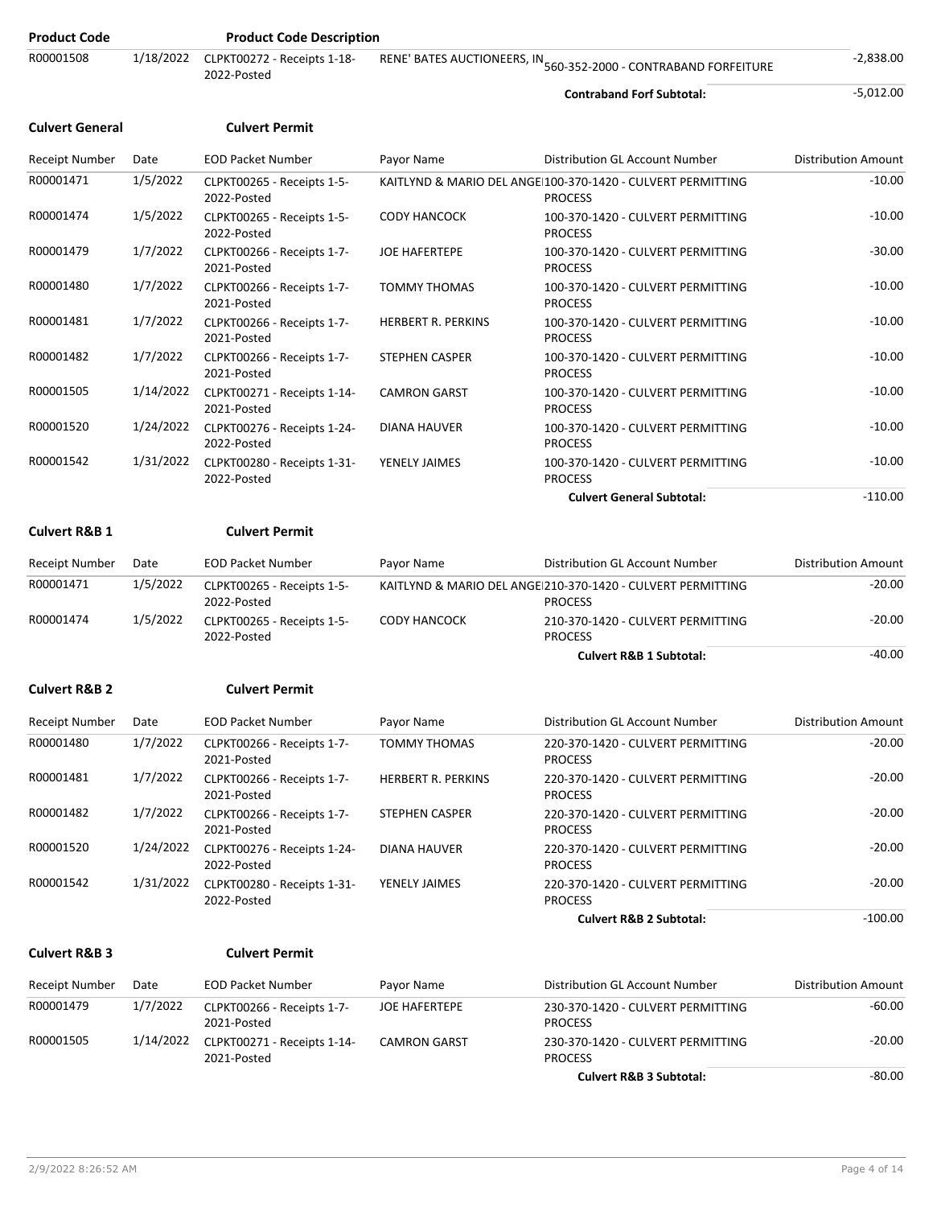| Product Code | | Product Code Description | | | |
|---|---|---|---|---|---|
| R00001508 | 1/18/2022 | CLPKT00272 - Receipts 1-18-2022-Posted | RENE' BATES AUCTIONEERS, IN | 560-352-2000 - CONTRABAND FORFEITURE | -2,838.00 |
| | | | | **Contraband Forf Subtotal:** | -5,012.00 |

**Culvert General** **Culvert Permit**

| Receipt Number | Date | EOD Packet Number | Payor Name | Distribution GL Account Number | Distribution Amount |
|---|---|---|---|---|---|
| R00001471 | 1/5/2022 | CLPKT00265 - Receipts 1-5-2022-Posted | KAITLYND & MARIO DEL ANGE | 100-370-1420 - CULVERT PERMITTING PROCESS | -10.00 |
| R00001474 | 1/5/2022 | CLPKT00265 - Receipts 1-5-2022-Posted | CODY HANCOCK | 100-370-1420 - CULVERT PERMITTING PROCESS | -10.00 |
| R00001479 | 1/7/2022 | CLPKT00266 - Receipts 1-7-2021-Posted | JOE HAFERTEPE | 100-370-1420 - CULVERT PERMITTING PROCESS | -30.00 |
| R00001480 | 1/7/2022 | CLPKT00266 - Receipts 1-7-2021-Posted | TOMMY THOMAS | 100-370-1420 - CULVERT PERMITTING PROCESS | -10.00 |
| R00001481 | 1/7/2022 | CLPKT00266 - Receipts 1-7-2021-Posted | HERBERT R. PERKINS | 100-370-1420 - CULVERT PERMITTING PROCESS | -10.00 |
| R00001482 | 1/7/2022 | CLPKT00266 - Receipts 1-7-2021-Posted | STEPHEN CASPER | 100-370-1420 - CULVERT PERMITTING PROCESS | -10.00 |
| R00001505 | 1/14/2022 | CLPKT00271 - Receipts 1-14-2021-Posted | CAMRON GARST | 100-370-1420 - CULVERT PERMITTING PROCESS | -10.00 |
| R00001520 | 1/24/2022 | CLPKT00276 - Receipts 1-24-2022-Posted | DIANA HAUVER | 100-370-1420 - CULVERT PERMITTING PROCESS | -10.00 |
| R00001542 | 1/31/2022 | CLPKT00280 - Receipts 1-31-2022-Posted | YENELY JAIMES | 100-370-1420 - CULVERT PERMITTING PROCESS | -10.00 |
| | | | | **Culvert General Subtotal:** | -110.00 |

**Culvert R&B 1** **Culvert Permit**

| Receipt Number | Date | EOD Packet Number | Payor Name | Distribution GL Account Number | Distribution Amount |
|---|---|---|---|---|---|
| R00001471 | 1/5/2022 | CLPKT00265 - Receipts 1-5-2022-Posted | KAITLYND & MARIO DEL ANGE | 210-370-1420 - CULVERT PERMITTING PROCESS | -20.00 |
| R00001474 | 1/5/2022 | CLPKT00265 - Receipts 1-5-2022-Posted | CODY HANCOCK | 210-370-1420 - CULVERT PERMITTING PROCESS | -20.00 |
| | | | | **Culvert R&B 1 Subtotal:** | -40.00 |

**Culvert R&B 2** **Culvert Permit**

| Receipt Number | Date | EOD Packet Number | Payor Name | Distribution GL Account Number | Distribution Amount |
|---|---|---|---|---|---|
| R00001480 | 1/7/2022 | CLPKT00266 - Receipts 1-7-2021-Posted | TOMMY THOMAS | 220-370-1420 - CULVERT PERMITTING PROCESS | -20.00 |
| R00001481 | 1/7/2022 | CLPKT00266 - Receipts 1-7-2021-Posted | HERBERT R. PERKINS | 220-370-1420 - CULVERT PERMITTING PROCESS | -20.00 |
| R00001482 | 1/7/2022 | CLPKT00266 - Receipts 1-7-2021-Posted | STEPHEN CASPER | 220-370-1420 - CULVERT PERMITTING PROCESS | -20.00 |
| R00001520 | 1/24/2022 | CLPKT00276 - Receipts 1-24-2022-Posted | DIANA HAUVER | 220-370-1420 - CULVERT PERMITTING PROCESS | -20.00 |
| R00001542 | 1/31/2022 | CLPKT00280 - Receipts 1-31-2022-Posted | YENELY JAIMES | 220-370-1420 - CULVERT PERMITTING PROCESS | -20.00 |
| | | | | **Culvert R&B 2 Subtotal:** | -100.00 |

**Culvert R&B 3** **Culvert Permit**

| Receipt Number | Date | EOD Packet Number | Payor Name | Distribution GL Account Number | Distribution Amount |
|---|---|---|---|---|---|
| R00001479 | 1/7/2022 | CLPKT00266 - Receipts 1-7-2021-Posted | JOE HAFERTEPE | 230-370-1420 - CULVERT PERMITTING PROCESS | -60.00 |
| R00001505 | 1/14/2022 | CLPKT00271 - Receipts 1-14-2021-Posted | CAMRON GARST | 230-370-1420 - CULVERT PERMITTING PROCESS | -20.00 |
| | | | | **Culvert R&B 3 Subtotal:** | -80.00 |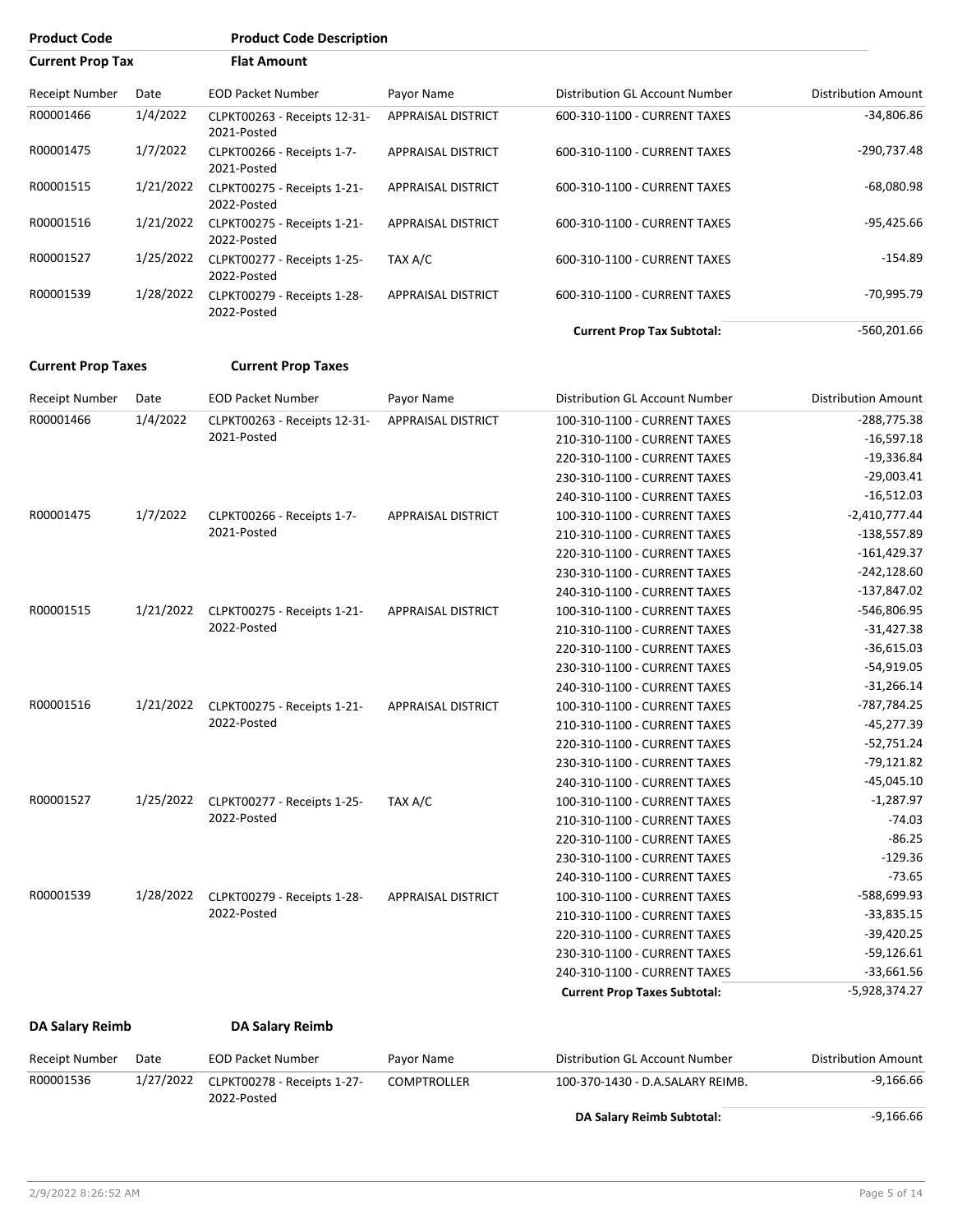| Product Code | Product Code Description |
|---|---|
| **Current Prop Tax** | **Flat Amount** |

| Receipt Number | Date | EOD Packet Number | Payor Name | Distribution GL Account Number | Distribution Amount |
|---|---|---|---|---|---|
| R00001466 | 1/4/2022 | CLPKT00263 - Receipts 12-31-2021-Posted | APPRAISAL DISTRICT | 600-310-1100 - CURRENT TAXES | -34,806.86 |
| R00001475 | 1/7/2022 | CLPKT00266 - Receipts 1-7-2021-Posted | APPRAISAL DISTRICT | 600-310-1100 - CURRENT TAXES | -290,737.48 |
| R00001515 | 1/21/2022 | CLPKT00275 - Receipts 1-21-2022-Posted | APPRAISAL DISTRICT | 600-310-1100 - CURRENT TAXES | -68,080.98 |
| R00001516 | 1/21/2022 | CLPKT00275 - Receipts 1-21-2022-Posted | APPRAISAL DISTRICT | 600-310-1100 - CURRENT TAXES | -95,425.66 |
| R00001527 | 1/25/2022 | CLPKT00277 - Receipts 1-25-2022-Posted | TAX A/C | 600-310-1100 - CURRENT TAXES | -154.89 |
| R00001539 | 1/28/2022 | CLPKT00279 - Receipts 1-28-2022-Posted | APPRAISAL DISTRICT | 600-310-1100 - CURRENT TAXES | -70,995.79 |
| | | | | **Current Prop Tax Subtotal:** | -560,201.66 |

| **Current Prop Taxes** | **Current Prop Taxes** |
|---|---|

| Receipt Number | Date | EOD Packet Number | Payor Name | Distribution GL Account Number | Distribution Amount |
|---|---|---|---|---|---|
| R00001466 | 1/4/2022 | CLPKT00263 - Receipts 12-31-2021-Posted | APPRAISAL DISTRICT | 100-310-1100 - CURRENT TAXES | -288,775.38 |
| | | | | 210-310-1100 - CURRENT TAXES | -16,597.18 |
| | | | | 220-310-1100 - CURRENT TAXES | -19,336.84 |
| | | | | 230-310-1100 - CURRENT TAXES | -29,003.41 |
| | | | | 240-310-1100 - CURRENT TAXES | -16,512.03 |
| R00001475 | 1/7/2022 | CLPKT00266 - Receipts 1-7-2021-Posted | APPRAISAL DISTRICT | 100-310-1100 - CURRENT TAXES | -2,410,777.44 |
| | | | | 210-310-1100 - CURRENT TAXES | -138,557.89 |
| | | | | 220-310-1100 - CURRENT TAXES | -161,429.37 |
| | | | | 230-310-1100 - CURRENT TAXES | -242,128.60 |
| | | | | 240-310-1100 - CURRENT TAXES | -137,847.02 |
| R00001515 | 1/21/2022 | CLPKT00275 - Receipts 1-21-2022-Posted | APPRAISAL DISTRICT | 100-310-1100 - CURRENT TAXES | -546,806.95 |
| | | | | 210-310-1100 - CURRENT TAXES | -31,427.38 |
| | | | | 220-310-1100 - CURRENT TAXES | -36,615.03 |
| | | | | 230-310-1100 - CURRENT TAXES | -54,919.05 |
| | | | | 240-310-1100 - CURRENT TAXES | -31,266.14 |
| R00001516 | 1/21/2022 | CLPKT00275 - Receipts 1-21-2022-Posted | APPRAISAL DISTRICT | 100-310-1100 - CURRENT TAXES | -787,784.25 |
| | | | | 210-310-1100 - CURRENT TAXES | -45,277.39 |
| | | | | 220-310-1100 - CURRENT TAXES | -52,751.24 |
| | | | | 230-310-1100 - CURRENT TAXES | -79,121.82 |
| | | | | 240-310-1100 - CURRENT TAXES | -45,045.10 |
| R00001527 | 1/25/2022 | CLPKT00277 - Receipts 1-25-2022-Posted | TAX A/C | 100-310-1100 - CURRENT TAXES | -1,287.97 |
| | | | | 210-310-1100 - CURRENT TAXES | -74.03 |
| | | | | 220-310-1100 - CURRENT TAXES | -86.25 |
| | | | | 230-310-1100 - CURRENT TAXES | -129.36 |
| | | | | 240-310-1100 - CURRENT TAXES | -73.65 |
| R00001539 | 1/28/2022 | CLPKT00279 - Receipts 1-28-2022-Posted | APPRAISAL DISTRICT | 100-310-1100 - CURRENT TAXES | -588,699.93 |
| | | | | 210-310-1100 - CURRENT TAXES | -33,835.15 |
| | | | | 220-310-1100 - CURRENT TAXES | -39,420.25 |
| | | | | 230-310-1100 - CURRENT TAXES | -59,126.61 |
| | | | | 240-310-1100 - CURRENT TAXES | -33,661.56 |
| | | | | **Current Prop Taxes Subtotal:** | -5,928,374.27 |

| **DA Salary Reimb** | **DA Salary Reimb** |
|---|---|

| Receipt Number | Date | EOD Packet Number | Payor Name | Distribution GL Account Number | Distribution Amount |
|---|---|---|---|---|---|
| R00001536 | 1/27/2022 | CLPKT00278 - Receipts 1-27-2022-Posted | COMPTROLLER | 100-370-1430 - D.A.SALARY REIMB. | -9,166.66 |
| | | | | **DA Salary Reimb Subtotal:** | -9,166.66 |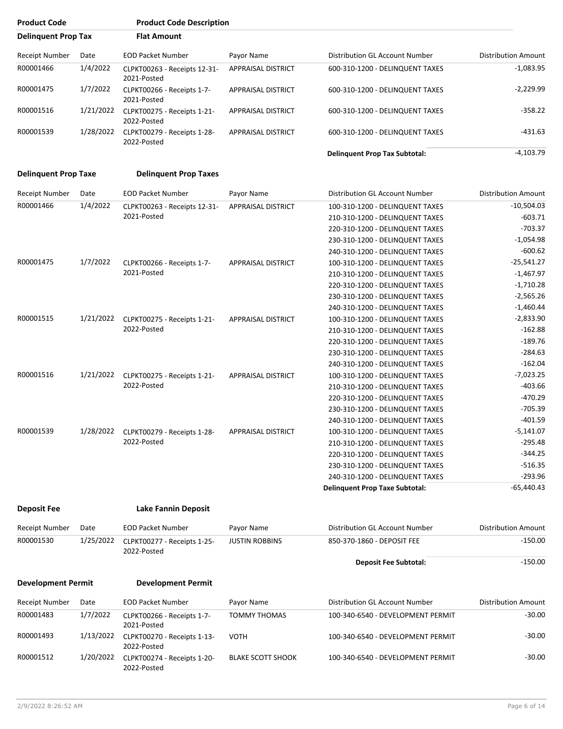| Product Code | Product Code Description |
|---|---|

## Delinquent Prop Tax — Flat Amount

| Receipt Number | Date | EOD Packet Number | Payor Name | Distribution GL Account Number | Distribution Amount |
|---|---|---|---|---|---|
| R00001466 | 1/4/2022 | CLPKT00263 - Receipts 12-31-2021-Posted | APPRAISAL DISTRICT | 600-310-1200 - DELINQUENT TAXES | -1,083.95 |
| R00001475 | 1/7/2022 | CLPKT00266 - Receipts 1-7-2021-Posted | APPRAISAL DISTRICT | 600-310-1200 - DELINQUENT TAXES | -2,229.99 |
| R00001516 | 1/21/2022 | CLPKT00275 - Receipts 1-21-2022-Posted | APPRAISAL DISTRICT | 600-310-1200 - DELINQUENT TAXES | -358.22 |
| R00001539 | 1/28/2022 | CLPKT00279 - Receipts 1-28-2022-Posted | APPRAISAL DISTRICT | 600-310-1200 - DELINQUENT TAXES | -431.63 |
| | | | | **Delinquent Prop Tax Subtotal:** | -4,103.79 |

## Delinquent Prop Taxe — Delinquent Prop Taxes

| Receipt Number | Date | EOD Packet Number | Payor Name | Distribution GL Account Number | Distribution Amount |
|---|---|---|---|---|---|
| R00001466 | 1/4/2022 | CLPKT00263 - Receipts 12-31-2021-Posted | APPRAISAL DISTRICT | 100-310-1200 - DELINQUENT TAXES | -10,504.03 |
| | | | | 210-310-1200 - DELINQUENT TAXES | -603.71 |
| | | | | 220-310-1200 - DELINQUENT TAXES | -703.37 |
| | | | | 230-310-1200 - DELINQUENT TAXES | -1,054.98 |
| | | | | 240-310-1200 - DELINQUENT TAXES | -600.62 |
| R00001475 | 1/7/2022 | CLPKT00266 - Receipts 1-7-2021-Posted | APPRAISAL DISTRICT | 100-310-1200 - DELINQUENT TAXES | -25,541.27 |
| | | | | 210-310-1200 - DELINQUENT TAXES | -1,467.97 |
| | | | | 220-310-1200 - DELINQUENT TAXES | -1,710.28 |
| | | | | 230-310-1200 - DELINQUENT TAXES | -2,565.26 |
| | | | | 240-310-1200 - DELINQUENT TAXES | -1,460.44 |
| R00001515 | 1/21/2022 | CLPKT00275 - Receipts 1-21-2022-Posted | APPRAISAL DISTRICT | 100-310-1200 - DELINQUENT TAXES | -2,833.90 |
| | | | | 210-310-1200 - DELINQUENT TAXES | -162.88 |
| | | | | 220-310-1200 - DELINQUENT TAXES | -189.76 |
| | | | | 230-310-1200 - DELINQUENT TAXES | -284.63 |
| | | | | 240-310-1200 - DELINQUENT TAXES | -162.04 |
| R00001516 | 1/21/2022 | CLPKT00275 - Receipts 1-21-2022-Posted | APPRAISAL DISTRICT | 100-310-1200 - DELINQUENT TAXES | -7,023.25 |
| | | | | 210-310-1200 - DELINQUENT TAXES | -403.66 |
| | | | | 220-310-1200 - DELINQUENT TAXES | -470.29 |
| | | | | 230-310-1200 - DELINQUENT TAXES | -705.39 |
| | | | | 240-310-1200 - DELINQUENT TAXES | -401.59 |
| R00001539 | 1/28/2022 | CLPKT00279 - Receipts 1-28-2022-Posted | APPRAISAL DISTRICT | 100-310-1200 - DELINQUENT TAXES | -5,141.07 |
| | | | | 210-310-1200 - DELINQUENT TAXES | -295.48 |
| | | | | 220-310-1200 - DELINQUENT TAXES | -344.25 |
| | | | | 230-310-1200 - DELINQUENT TAXES | -516.35 |
| | | | | 240-310-1200 - DELINQUENT TAXES | -293.96 |
| | | | | **Delinquent Prop Taxe Subtotal:** | -65,440.43 |

## Deposit Fee — Lake Fannin Deposit

| Receipt Number | Date | EOD Packet Number | Payor Name | Distribution GL Account Number | Distribution Amount |
|---|---|---|---|---|---|
| R00001530 | 1/25/2022 | CLPKT00277 - Receipts 1-25-2022-Posted | JUSTIN ROBBINS | 850-370-1860 - DEPOSIT FEE | -150.00 |
| | | | | **Deposit Fee Subtotal:** | -150.00 |

## Development Permit — Development Permit

| Receipt Number | Date | EOD Packet Number | Payor Name | Distribution GL Account Number | Distribution Amount |
|---|---|---|---|---|---|
| R00001483 | 1/7/2022 | CLPKT00266 - Receipts 1-7-2021-Posted | TOMMY THOMAS | 100-340-6540 - DEVELOPMENT PERMIT | -30.00 |
| R00001493 | 1/13/2022 | CLPKT00270 - Receipts 1-13-2022-Posted | VOTH | 100-340-6540 - DEVELOPMENT PERMIT | -30.00 |
| R00001512 | 1/20/2022 | CLPKT00274 - Receipts 1-20-2022-Posted | BLAKE SCOTT SHOOK | 100-340-6540 - DEVELOPMENT PERMIT | -30.00 |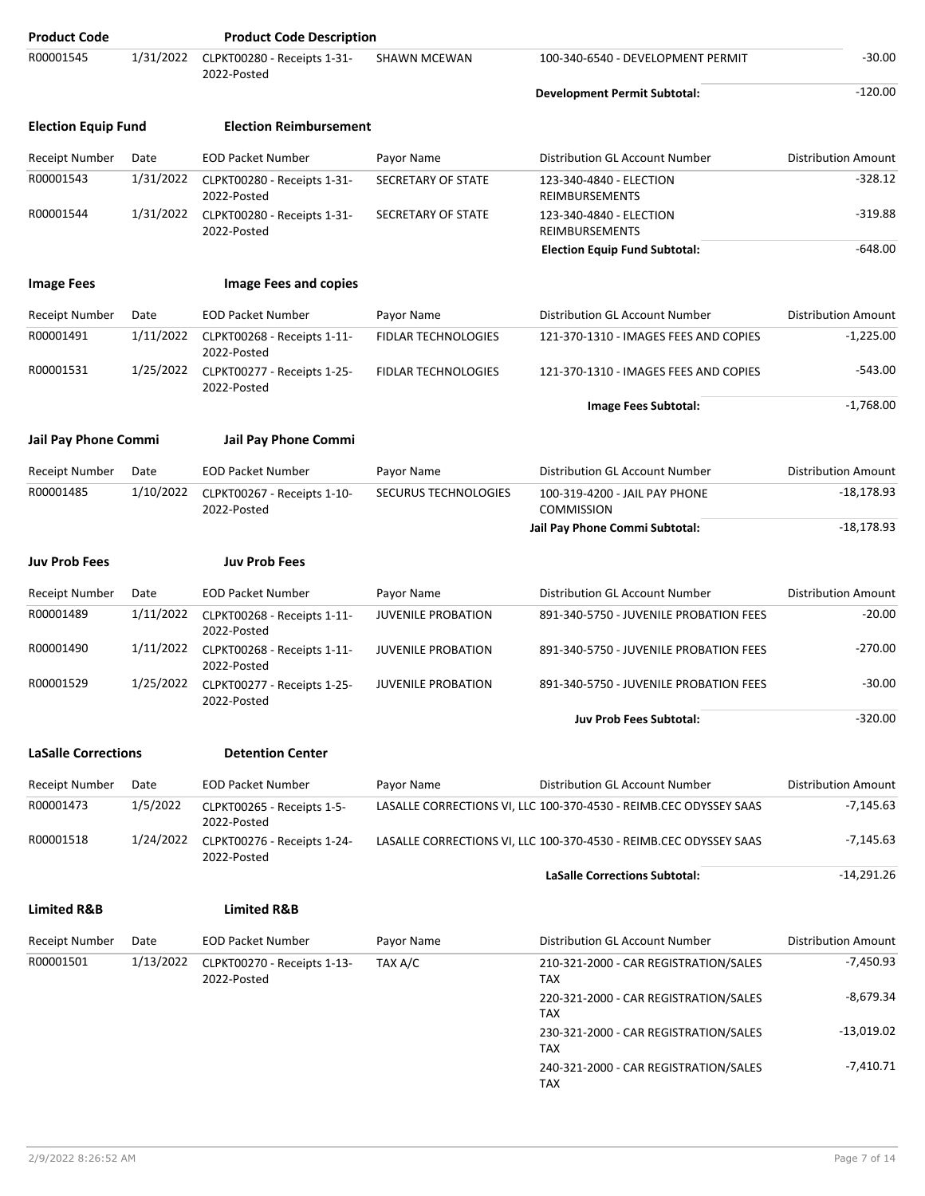| Product Code | | Product Code Description | | | |
|---|---|---|---|---|---|
| R00001545 | 1/31/2022 | CLPKT00280 - Receipts 1-31-2022-Posted | SHAWN MCEWAN | 100-340-6540 - DEVELOPMENT PERMIT | -30.00 |
| | | | | **Development Permit Subtotal:** | -120.00 |

**Election Equip Fund** **Election Reimbursement**

| Receipt Number | Date | EOD Packet Number | Payor Name | Distribution GL Account Number | Distribution Amount |
|---|---|---|---|---|---|
| R00001543 | 1/31/2022 | CLPKT00280 - Receipts 1-31-2022-Posted | SECRETARY OF STATE | 123-340-4840 - ELECTION REIMBURSEMENTS | -328.12 |
| R00001544 | 1/31/2022 | CLPKT00280 - Receipts 1-31-2022-Posted | SECRETARY OF STATE | 123-340-4840 - ELECTION REIMBURSEMENTS | -319.88 |
| | | | | **Election Equip Fund Subtotal:** | -648.00 |

**Image Fees** **Image Fees and copies**

| Receipt Number | Date | EOD Packet Number | Payor Name | Distribution GL Account Number | Distribution Amount |
|---|---|---|---|---|---|
| R00001491 | 1/11/2022 | CLPKT00268 - Receipts 1-11-2022-Posted | FIDLAR TECHNOLOGIES | 121-370-1310 - IMAGES FEES AND COPIES | -1,225.00 |
| R00001531 | 1/25/2022 | CLPKT00277 - Receipts 1-25-2022-Posted | FIDLAR TECHNOLOGIES | 121-370-1310 - IMAGES FEES AND COPIES | -543.00 |
| | | | | **Image Fees Subtotal:** | -1,768.00 |

**Jail Pay Phone Commi** **Jail Pay Phone Commi**

| Receipt Number | Date | EOD Packet Number | Payor Name | Distribution GL Account Number | Distribution Amount |
|---|---|---|---|---|---|
| R00001485 | 1/10/2022 | CLPKT00267 - Receipts 1-10-2022-Posted | SECURUS TECHNOLOGIES | 100-319-4200 - JAIL PAY PHONE COMMISSION | -18,178.93 |
| | | | | **Jail Pay Phone Commi Subtotal:** | -18,178.93 |

**Juv Prob Fees** **Juv Prob Fees**

| Receipt Number | Date | EOD Packet Number | Payor Name | Distribution GL Account Number | Distribution Amount |
|---|---|---|---|---|---|
| R00001489 | 1/11/2022 | CLPKT00268 - Receipts 1-11-2022-Posted | JUVENILE PROBATION | 891-340-5750 - JUVENILE PROBATION FEES | -20.00 |
| R00001490 | 1/11/2022 | CLPKT00268 - Receipts 1-11-2022-Posted | JUVENILE PROBATION | 891-340-5750 - JUVENILE PROBATION FEES | -270.00 |
| R00001529 | 1/25/2022 | CLPKT00277 - Receipts 1-25-2022-Posted | JUVENILE PROBATION | 891-340-5750 - JUVENILE PROBATION FEES | -30.00 |
| | | | | **Juv Prob Fees Subtotal:** | -320.00 |

**LaSalle Corrections** **Detention Center**

| Receipt Number | Date | EOD Packet Number | Payor Name | Distribution GL Account Number | Distribution Amount |
|---|---|---|---|---|---|
| R00001473 | 1/5/2022 | CLPKT00265 - Receipts 1-5-2022-Posted | LASALLE CORRECTIONS VI, LLC | 100-370-4530 - REIMB.CEC ODYSSEY SAAS | -7,145.63 |
| R00001518 | 1/24/2022 | CLPKT00276 - Receipts 1-24-2022-Posted | LASALLE CORRECTIONS VI, LLC | 100-370-4530 - REIMB.CEC ODYSSEY SAAS | -7,145.63 |
| | | | | **LaSalle Corrections Subtotal:** | -14,291.26 |

**Limited R&B** **Limited R&B**

| Receipt Number | Date | EOD Packet Number | Payor Name | Distribution GL Account Number | Distribution Amount |
|---|---|---|---|---|---|
| R00001501 | 1/13/2022 | CLPKT00270 - Receipts 1-13-2022-Posted | TAX A/C | 210-321-2000 - CAR REGISTRATION/SALES TAX | -7,450.93 |
| | | | | 220-321-2000 - CAR REGISTRATION/SALES TAX | -8,679.34 |
| | | | | 230-321-2000 - CAR REGISTRATION/SALES TAX | -13,019.02 |
| | | | | 240-321-2000 - CAR REGISTRATION/SALES TAX | -7,410.71 |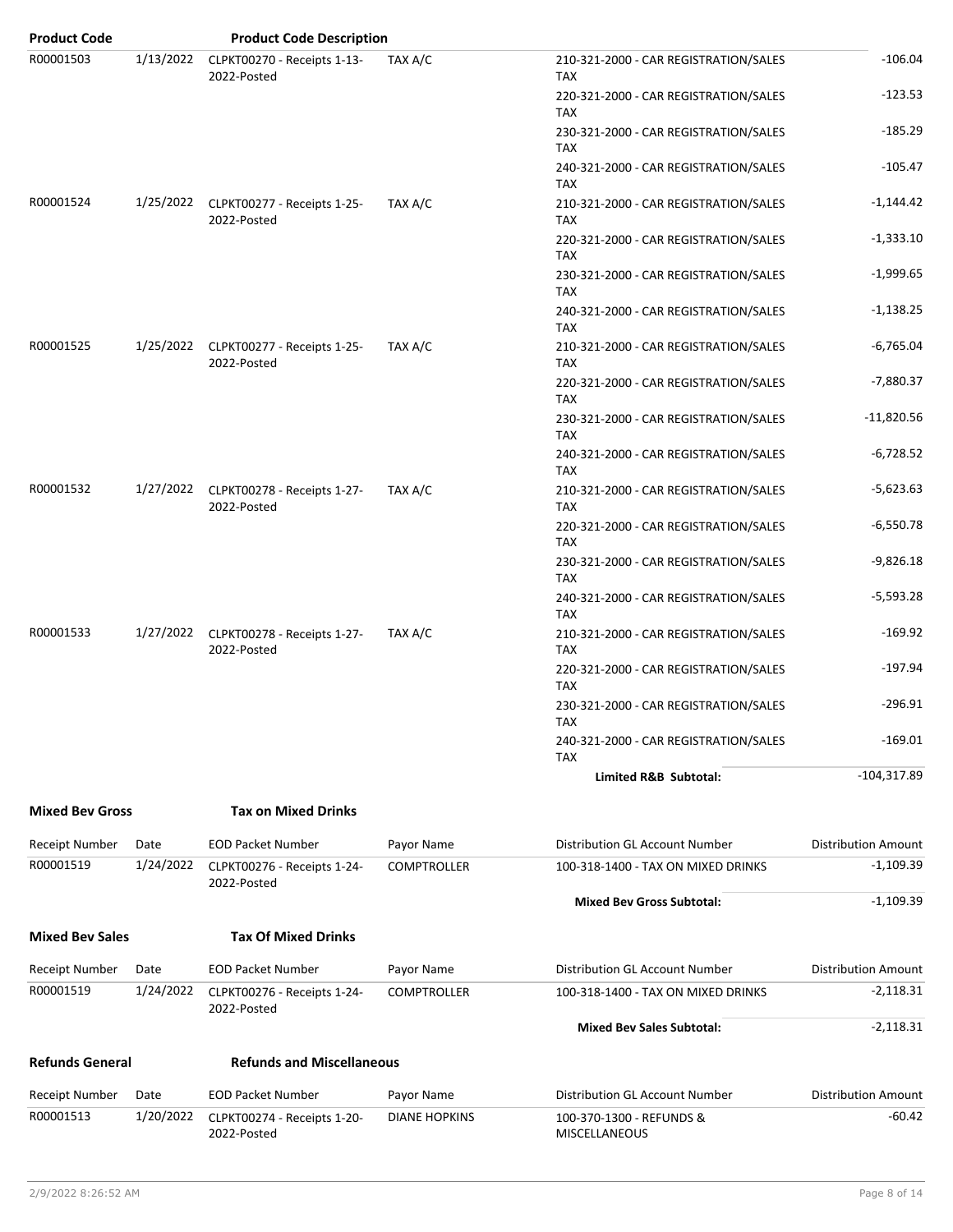| Product Code | | Product Code Description | | | |
|---|---|---|---|---|---|
| R00001503 | 1/13/2022 | CLPKT00270 - Receipts 1-13-2022-Posted | TAX A/C | 210-321-2000 - CAR REGISTRATION/SALES TAX | -106.04 |
| | | | | 220-321-2000 - CAR REGISTRATION/SALES TAX | -123.53 |
| | | | | 230-321-2000 - CAR REGISTRATION/SALES TAX | -185.29 |
| | | | | 240-321-2000 - CAR REGISTRATION/SALES TAX | -105.47 |
| R00001524 | 1/25/2022 | CLPKT00277 - Receipts 1-25-2022-Posted | TAX A/C | 210-321-2000 - CAR REGISTRATION/SALES TAX | -1,144.42 |
| | | | | 220-321-2000 - CAR REGISTRATION/SALES TAX | -1,333.10 |
| | | | | 230-321-2000 - CAR REGISTRATION/SALES TAX | -1,999.65 |
| | | | | 240-321-2000 - CAR REGISTRATION/SALES TAX | -1,138.25 |
| R00001525 | 1/25/2022 | CLPKT00277 - Receipts 1-25-2022-Posted | TAX A/C | 210-321-2000 - CAR REGISTRATION/SALES TAX | -6,765.04 |
| | | | | 220-321-2000 - CAR REGISTRATION/SALES TAX | -7,880.37 |
| | | | | 230-321-2000 - CAR REGISTRATION/SALES TAX | -11,820.56 |
| | | | | 240-321-2000 - CAR REGISTRATION/SALES TAX | -6,728.52 |
| R00001532 | 1/27/2022 | CLPKT00278 - Receipts 1-27-2022-Posted | TAX A/C | 210-321-2000 - CAR REGISTRATION/SALES TAX | -5,623.63 |
| | | | | 220-321-2000 - CAR REGISTRATION/SALES TAX | -6,550.78 |
| | | | | 230-321-2000 - CAR REGISTRATION/SALES TAX | -9,826.18 |
| | | | | 240-321-2000 - CAR REGISTRATION/SALES TAX | -5,593.28 |
| R00001533 | 1/27/2022 | CLPKT00278 - Receipts 1-27-2022-Posted | TAX A/C | 210-321-2000 - CAR REGISTRATION/SALES TAX | -169.92 |
| | | | | 220-321-2000 - CAR REGISTRATION/SALES TAX | -197.94 |
| | | | | 230-321-2000 - CAR REGISTRATION/SALES TAX | -296.91 |
| | | | | 240-321-2000 - CAR REGISTRATION/SALES TAX | -169.01 |
| | | | | **Limited R&B Subtotal:** | -104,317.89 |

**Mixed Bev Gross** — **Tax on Mixed Drinks**

| Receipt Number | Date | EOD Packet Number | Payor Name | Distribution GL Account Number | Distribution Amount |
|---|---|---|---|---|---|
| R00001519 | 1/24/2022 | CLPKT00276 - Receipts 1-24-2022-Posted | COMPTROLLER | 100-318-1400 - TAX ON MIXED DRINKS | -1,109.39 |
| | | | | **Mixed Bev Gross Subtotal:** | -1,109.39 |

**Mixed Bev Sales** — **Tax Of Mixed Drinks**

| Receipt Number | Date | EOD Packet Number | Payor Name | Distribution GL Account Number | Distribution Amount |
|---|---|---|---|---|---|
| R00001519 | 1/24/2022 | CLPKT00276 - Receipts 1-24-2022-Posted | COMPTROLLER | 100-318-1400 - TAX ON MIXED DRINKS | -2,118.31 |
| | | | | **Mixed Bev Sales Subtotal:** | -2,118.31 |

**Refunds General** — **Refunds and Miscellaneous**

| Receipt Number | Date | EOD Packet Number | Payor Name | Distribution GL Account Number | Distribution Amount |
|---|---|---|---|---|---|
| R00001513 | 1/20/2022 | CLPKT00274 - Receipts 1-20-2022-Posted | DIANE HOPKINS | 100-370-1300 - REFUNDS & MISCELLANEOUS | -60.42 |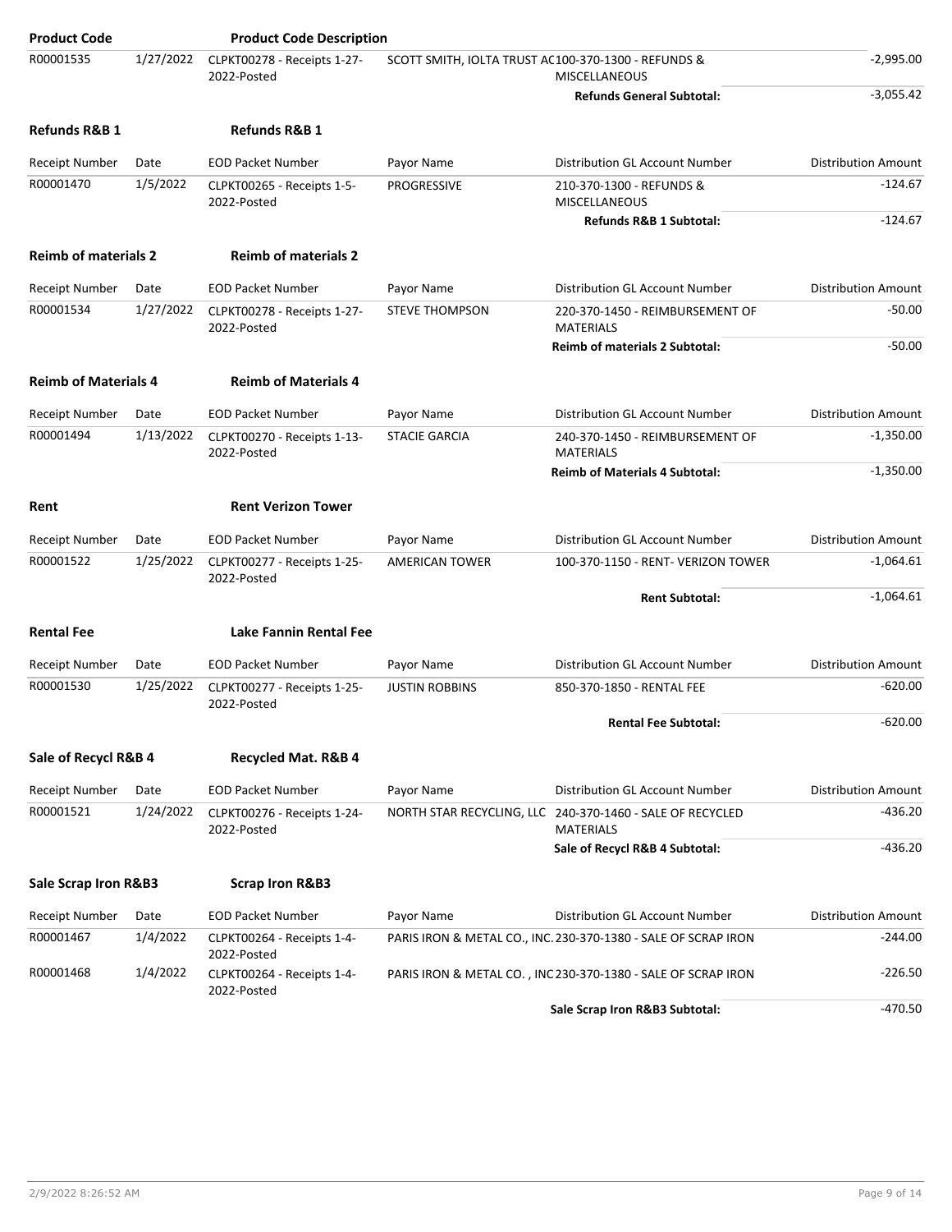| Product Code | | Product Code Description | | | |
|---|---|---|---|---|---|
| R00001535 | 1/27/2022 | CLPKT00278 - Receipts 1-27-2022-Posted | SCOTT SMITH, IOLTA TRUST AC | 100-370-1300 - REFUNDS & MISCELLANEOUS | -2,995.00 |
| | | | | **Refunds General Subtotal:** | -3,055.42 |

**Refunds R&B 1** — **Refunds R&B 1**

| Receipt Number | Date | EOD Packet Number | Payor Name | Distribution GL Account Number | Distribution Amount |
|---|---|---|---|---|---|
| R00001470 | 1/5/2022 | CLPKT00265 - Receipts 1-5-2022-Posted | PROGRESSIVE | 210-370-1300 - REFUNDS & MISCELLANEOUS | -124.67 |
| | | | | **Refunds R&B 1 Subtotal:** | -124.67 |

**Reimb of materials 2** — **Reimb of materials 2**

| Receipt Number | Date | EOD Packet Number | Payor Name | Distribution GL Account Number | Distribution Amount |
|---|---|---|---|---|---|
| R00001534 | 1/27/2022 | CLPKT00278 - Receipts 1-27-2022-Posted | STEVE THOMPSON | 220-370-1450 - REIMBURSEMENT OF MATERIALS | -50.00 |
| | | | | **Reimb of materials 2 Subtotal:** | -50.00 |

**Reimb of Materials 4** — **Reimb of Materials 4**

| Receipt Number | Date | EOD Packet Number | Payor Name | Distribution GL Account Number | Distribution Amount |
|---|---|---|---|---|---|
| R00001494 | 1/13/2022 | CLPKT00270 - Receipts 1-13-2022-Posted | STACIE GARCIA | 240-370-1450 - REIMBURSEMENT OF MATERIALS | -1,350.00 |
| | | | | **Reimb of Materials 4 Subtotal:** | -1,350.00 |

**Rent** — **Rent Verizon Tower**

| Receipt Number | Date | EOD Packet Number | Payor Name | Distribution GL Account Number | Distribution Amount |
|---|---|---|---|---|---|
| R00001522 | 1/25/2022 | CLPKT00277 - Receipts 1-25-2022-Posted | AMERICAN TOWER | 100-370-1150 - RENT- VERIZON TOWER | -1,064.61 |
| | | | | **Rent Subtotal:** | -1,064.61 |

**Rental Fee** — **Lake Fannin Rental Fee**

| Receipt Number | Date | EOD Packet Number | Payor Name | Distribution GL Account Number | Distribution Amount |
|---|---|---|---|---|---|
| R00001530 | 1/25/2022 | CLPKT00277 - Receipts 1-25-2022-Posted | JUSTIN ROBBINS | 850-370-1850 - RENTAL FEE | -620.00 |
| | | | | **Rental Fee Subtotal:** | -620.00 |

**Sale of Recycl R&B 4** — **Recycled Mat. R&B 4**

| Receipt Number | Date | EOD Packet Number | Payor Name | Distribution GL Account Number | Distribution Amount |
|---|---|---|---|---|---|
| R00001521 | 1/24/2022 | CLPKT00276 - Receipts 1-24-2022-Posted | NORTH STAR RECYCLING, LLC | 240-370-1460 - SALE OF RECYCLED MATERIALS | -436.20 |
| | | | | **Sale of Recycl R&B 4 Subtotal:** | -436.20 |

**Sale Scrap Iron R&B3** — **Scrap Iron R&B3**

| Receipt Number | Date | EOD Packet Number | Payor Name | Distribution GL Account Number | Distribution Amount |
|---|---|---|---|---|---|
| R00001467 | 1/4/2022 | CLPKT00264 - Receipts 1-4-2022-Posted | PARIS IRON & METAL CO., INC. | 230-370-1380 - SALE OF SCRAP IRON | -244.00 |
| R00001468 | 1/4/2022 | CLPKT00264 - Receipts 1-4-2022-Posted | PARIS IRON & METAL CO. , INC | 230-370-1380 - SALE OF SCRAP IRON | -226.50 |
| | | | | **Sale Scrap Iron R&B3 Subtotal:** | -470.50 |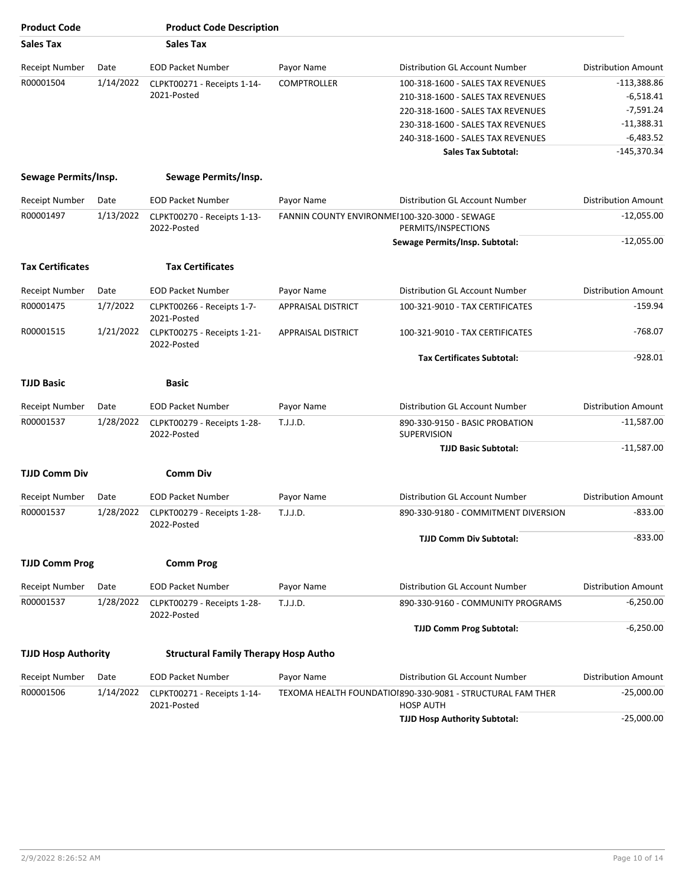| Product Code | Product Code Description | | | | |
|---|---|---|---|---|---|
| **Sales Tax** | **Sales Tax** | | | | |

| Receipt Number | Date | EOD Packet Number | Payor Name | Distribution GL Account Number | Distribution Amount |
|---|---|---|---|---|---|
| R00001504 | 1/14/2022 | CLPKT00271 - Receipts 1-14-2021-Posted | COMPTROLLER | 100-318-1600 - SALES TAX REVENUES | -113,388.86 |
| | | | | 210-318-1600 - SALES TAX REVENUES | -6,518.41 |
| | | | | 220-318-1600 - SALES TAX REVENUES | -7,591.24 |
| | | | | 230-318-1600 - SALES TAX REVENUES | -11,388.31 |
| | | | | 240-318-1600 - SALES TAX REVENUES | -6,483.52 |
| | | | | **Sales Tax Subtotal:** | -145,370.34 |

**Sewage Permits/Insp.** **Sewage Permits/Insp.**

| Receipt Number | Date | EOD Packet Number | Payor Name | Distribution GL Account Number | Distribution Amount |
|---|---|---|---|---|---|
| R00001497 | 1/13/2022 | CLPKT00270 - Receipts 1-13-2022-Posted | FANNIN COUNTY ENVIRONME | 100-320-3000 - SEWAGE PERMITS/INSPECTIONS | -12,055.00 |
| | | | | **Sewage Permits/Insp. Subtotal:** | -12,055.00 |

**Tax Certificates** **Tax Certificates**

| Receipt Number | Date | EOD Packet Number | Payor Name | Distribution GL Account Number | Distribution Amount |
|---|---|---|---|---|---|
| R00001475 | 1/7/2022 | CLPKT00266 - Receipts 1-7-2021-Posted | APPRAISAL DISTRICT | 100-321-9010 - TAX CERTIFICATES | -159.94 |
| R00001515 | 1/21/2022 | CLPKT00275 - Receipts 1-21-2022-Posted | APPRAISAL DISTRICT | 100-321-9010 - TAX CERTIFICATES | -768.07 |
| | | | | **Tax Certificates Subtotal:** | -928.01 |

**TJJD Basic** **Basic**

| Receipt Number | Date | EOD Packet Number | Payor Name | Distribution GL Account Number | Distribution Amount |
|---|---|---|---|---|---|
| R00001537 | 1/28/2022 | CLPKT00279 - Receipts 1-28-2022-Posted | T.J.J.D. | 890-330-9150 - BASIC PROBATION SUPERVISION | -11,587.00 |
| | | | | **TJJD Basic Subtotal:** | -11,587.00 |

**TJJD Comm Div** **Comm Div**

| Receipt Number | Date | EOD Packet Number | Payor Name | Distribution GL Account Number | Distribution Amount |
|---|---|---|---|---|---|
| R00001537 | 1/28/2022 | CLPKT00279 - Receipts 1-28-2022-Posted | T.J.J.D. | 890-330-9180 - COMMITMENT DIVERSION | -833.00 |
| | | | | **TJJD Comm Div Subtotal:** | -833.00 |

**TJJD Comm Prog** **Comm Prog**

| Receipt Number | Date | EOD Packet Number | Payor Name | Distribution GL Account Number | Distribution Amount |
|---|---|---|---|---|---|
| R00001537 | 1/28/2022 | CLPKT00279 - Receipts 1-28-2022-Posted | T.J.J.D. | 890-330-9160 - COMMUNITY PROGRAMS | -6,250.00 |
| | | | | **TJJD Comm Prog Subtotal:** | -6,250.00 |

**TJJD Hosp Authority** **Structural Family Therapy Hosp Autho**

| Receipt Number | Date | EOD Packet Number | Payor Name | Distribution GL Account Number | Distribution Amount |
|---|---|---|---|---|---|
| R00001506 | 1/14/2022 | CLPKT00271 - Receipts 1-14-2021-Posted | TEXOMA HEALTH FOUNDATIO | 890-330-9081 - STRUCTURAL FAM THER HOSP AUTH | -25,000.00 |
| | | | | **TJJD Hosp Authority Subtotal:** | -25,000.00 |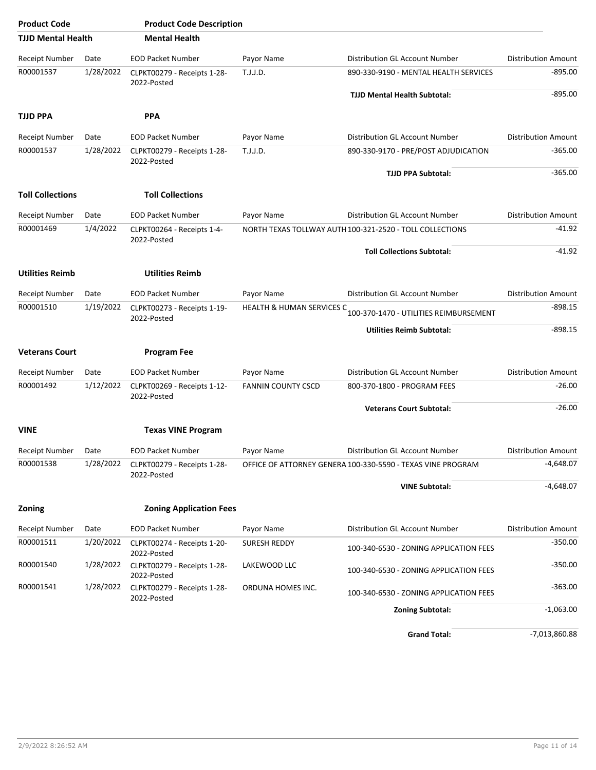| Product Code | Product Code Description | | | | |
|---|---|---|---|---|---|
| **TJJD Mental Health** | **Mental Health** | | | | |
| Receipt Number | Date | EOD Packet Number | Payor Name | Distribution GL Account Number | Distribution Amount |
| R00001537 | 1/28/2022 | CLPKT00279 - Receipts 1-28-2022-Posted | T.J.J.D. | 890-330-9190 - MENTAL HEALTH SERVICES | -895.00 |
| | | | | **TJJD Mental Health Subtotal:** | -895.00 |
| **TJJD PPA** | **PPA** | | | | |
| Receipt Number | Date | EOD Packet Number | Payor Name | Distribution GL Account Number | Distribution Amount |
| R00001537 | 1/28/2022 | CLPKT00279 - Receipts 1-28-2022-Posted | T.J.J.D. | 890-330-9170 - PRE/POST ADJUDICATION | -365.00 |
| | | | | **TJJD PPA Subtotal:** | -365.00 |
| **Toll Collections** | **Toll Collections** | | | | |
| Receipt Number | Date | EOD Packet Number | Payor Name | Distribution GL Account Number | Distribution Amount |
| R00001469 | 1/4/2022 | CLPKT00264 - Receipts 1-4-2022-Posted | NORTH TEXAS TOLLWAY AUTH | 100-321-2520 - TOLL COLLECTIONS | -41.92 |
| | | | | **Toll Collections Subtotal:** | -41.92 |
| **Utilities Reimb** | **Utilities Reimb** | | | | |
| Receipt Number | Date | EOD Packet Number | Payor Name | Distribution GL Account Number | Distribution Amount |
| R00001510 | 1/19/2022 | CLPKT00273 - Receipts 1-19-2022-Posted | HEALTH & HUMAN SERVICES C | 100-370-1470 - UTILITIES REIMBURSEMENT | -898.15 |
| | | | | **Utilities Reimb Subtotal:** | -898.15 |
| **Veterans Court** | **Program Fee** | | | | |
| Receipt Number | Date | EOD Packet Number | Payor Name | Distribution GL Account Number | Distribution Amount |
| R00001492 | 1/12/2022 | CLPKT00269 - Receipts 1-12-2022-Posted | FANNIN COUNTY CSCD | 800-370-1800 - PROGRAM FEES | -26.00 |
| | | | | **Veterans Court Subtotal:** | -26.00 |
| **VINE** | **Texas VINE Program** | | | | |
| Receipt Number | Date | EOD Packet Number | Payor Name | Distribution GL Account Number | Distribution Amount |
| R00001538 | 1/28/2022 | CLPKT00279 - Receipts 1-28-2022-Posted | OFFICE OF ATTORNEY GENERA | 100-330-5590 - TEXAS VINE PROGRAM | -4,648.07 |
| | | | | **VINE Subtotal:** | -4,648.07 |
| **Zoning** | **Zoning Application Fees** | | | | |
| Receipt Number | Date | EOD Packet Number | Payor Name | Distribution GL Account Number | Distribution Amount |
| R00001511 | 1/20/2022 | CLPKT00274 - Receipts 1-20-2022-Posted | SURESH REDDY | 100-340-6530 - ZONING APPLICATION FEES | -350.00 |
| R00001540 | 1/28/2022 | CLPKT00279 - Receipts 1-28-2022-Posted | LAKEWOOD LLC | 100-340-6530 - ZONING APPLICATION FEES | -350.00 |
| R00001541 | 1/28/2022 | CLPKT00279 - Receipts 1-28-2022-Posted | ORDUNA HOMES INC. | 100-340-6530 - ZONING APPLICATION FEES | -363.00 |
| | | | | **Zoning Subtotal:** | -1,063.00 |
| | | | | **Grand Total:** | -7,013,860.88 |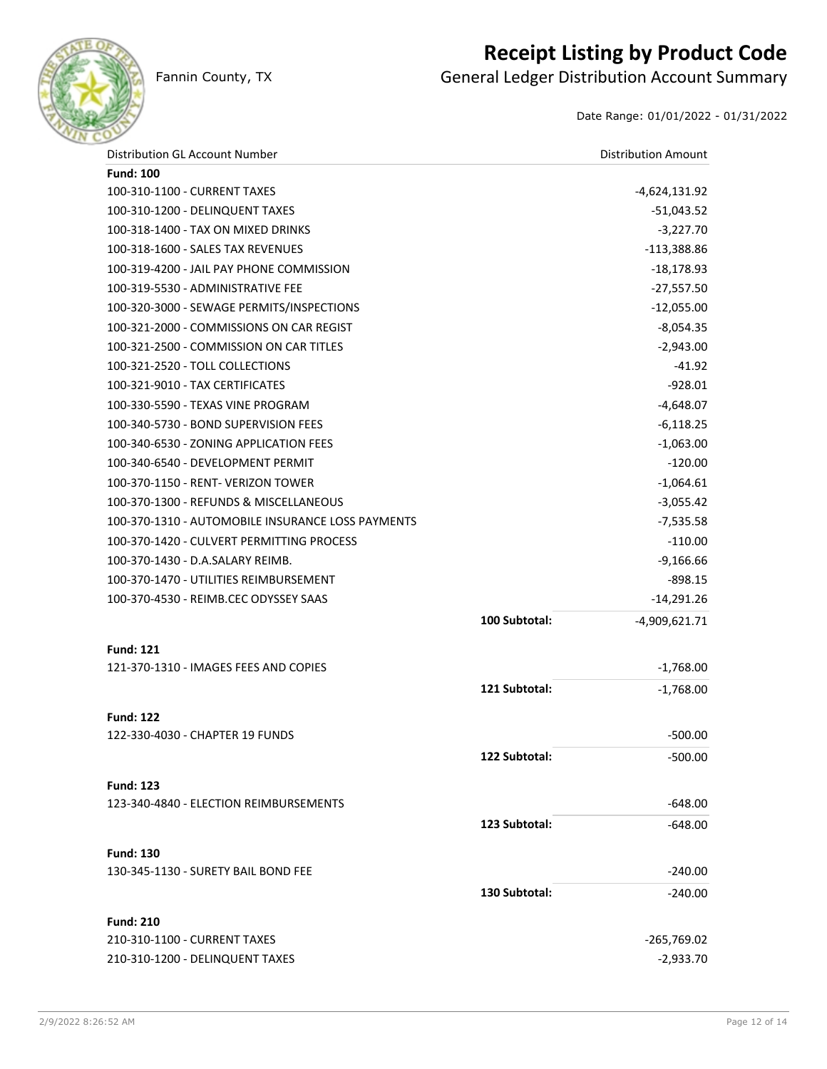# Receipt Listing by Product Code

Fannin County, TX

## General Ledger Distribution Account Summary

Date Range: 01/01/2022 - 01/31/2022

| Distribution GL Account Number | | Distribution Amount |
|---|---|---|
| **Fund: 100** | | |
| 100-310-1100 - CURRENT TAXES | | -4,624,131.92 |
| 100-310-1200 - DELINQUENT TAXES | | -51,043.52 |
| 100-318-1400 - TAX ON MIXED DRINKS | | -3,227.70 |
| 100-318-1600 - SALES TAX REVENUES | | -113,388.86 |
| 100-319-4200 - JAIL PAY PHONE COMMISSION | | -18,178.93 |
| 100-319-5530 - ADMINISTRATIVE FEE | | -27,557.50 |
| 100-320-3000 - SEWAGE PERMITS/INSPECTIONS | | -12,055.00 |
| 100-321-2000 - COMMISSIONS ON CAR REGIST | | -8,054.35 |
| 100-321-2500 - COMMISSION ON CAR TITLES | | -2,943.00 |
| 100-321-2520 - TOLL COLLECTIONS | | -41.92 |
| 100-321-9010 - TAX CERTIFICATES | | -928.01 |
| 100-330-5590 - TEXAS VINE PROGRAM | | -4,648.07 |
| 100-340-5730 - BOND SUPERVISION FEES | | -6,118.25 |
| 100-340-6530 - ZONING APPLICATION FEES | | -1,063.00 |
| 100-340-6540 - DEVELOPMENT PERMIT | | -120.00 |
| 100-370-1150 - RENT- VERIZON TOWER | | -1,064.61 |
| 100-370-1300 - REFUNDS & MISCELLANEOUS | | -3,055.42 |
| 100-370-1310 - AUTOMOBILE INSURANCE LOSS PAYMENTS | | -7,535.58 |
| 100-370-1420 - CULVERT PERMITTING PROCESS | | -110.00 |
| 100-370-1430 - D.A.SALARY REIMB. | | -9,166.66 |
| 100-370-1470 - UTILITIES REIMBURSEMENT | | -898.15 |
| 100-370-4530 - REIMB.CEC ODYSSEY SAAS | | -14,291.26 |
| | **100 Subtotal:** | -4,909,621.71 |
| **Fund: 121** | | |
| 121-370-1310 - IMAGES FEES AND COPIES | | -1,768.00 |
| | **121 Subtotal:** | -1,768.00 |
| **Fund: 122** | | |
| 122-330-4030 - CHAPTER 19 FUNDS | | -500.00 |
| | **122 Subtotal:** | -500.00 |
| **Fund: 123** | | |
| 123-340-4840 - ELECTION REIMBURSEMENTS | | -648.00 |
| | **123 Subtotal:** | -648.00 |
| **Fund: 130** | | |
| 130-345-1130 - SURETY BAIL BOND FEE | | -240.00 |
| | **130 Subtotal:** | -240.00 |
| **Fund: 210** | | |
| 210-310-1100 - CURRENT TAXES | | -265,769.02 |
| 210-310-1200 - DELINQUENT TAXES | | -2,933.70 |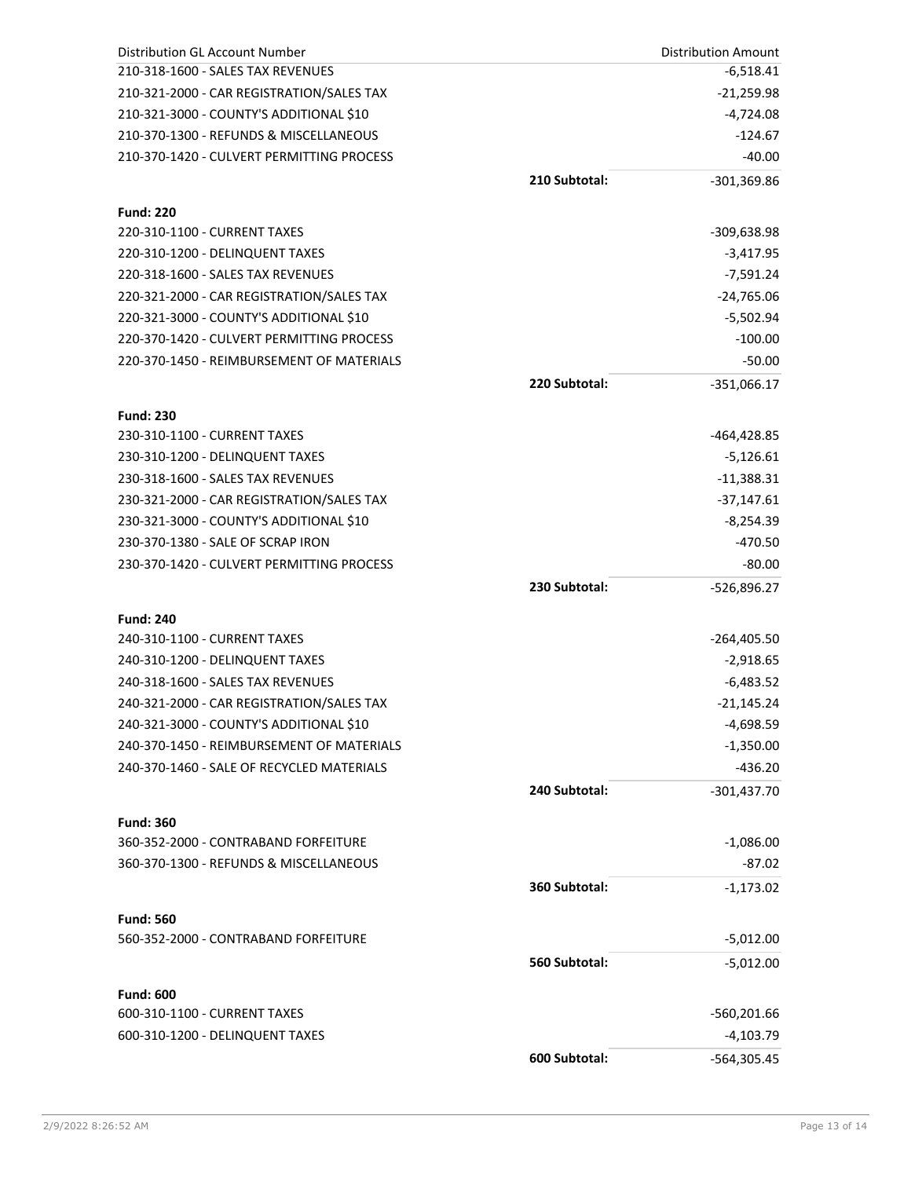| Distribution GL Account Number | | Distribution Amount |
|---|---|---|
| 210-318-1600 - SALES TAX REVENUES | | -6,518.41 |
| 210-321-2000 - CAR REGISTRATION/SALES TAX | | -21,259.98 |
| 210-321-3000 - COUNTY'S ADDITIONAL $10 | | -4,724.08 |
| 210-370-1300 - REFUNDS & MISCELLANEOUS | | -124.67 |
| 210-370-1420 - CULVERT PERMITTING PROCESS | | -40.00 |
| | **210 Subtotal:** | -301,369.86 |
| **Fund: 220** | | |
| 220-310-1100 - CURRENT TAXES | | -309,638.98 |
| 220-310-1200 - DELINQUENT TAXES | | -3,417.95 |
| 220-318-1600 - SALES TAX REVENUES | | -7,591.24 |
| 220-321-2000 - CAR REGISTRATION/SALES TAX | | -24,765.06 |
| 220-321-3000 - COUNTY'S ADDITIONAL $10 | | -5,502.94 |
| 220-370-1420 - CULVERT PERMITTING PROCESS | | -100.00 |
| 220-370-1450 - REIMBURSEMENT OF MATERIALS | | -50.00 |
| | **220 Subtotal:** | -351,066.17 |
| **Fund: 230** | | |
| 230-310-1100 - CURRENT TAXES | | -464,428.85 |
| 230-310-1200 - DELINQUENT TAXES | | -5,126.61 |
| 230-318-1600 - SALES TAX REVENUES | | -11,388.31 |
| 230-321-2000 - CAR REGISTRATION/SALES TAX | | -37,147.61 |
| 230-321-3000 - COUNTY'S ADDITIONAL $10 | | -8,254.39 |
| 230-370-1380 - SALE OF SCRAP IRON | | -470.50 |
| 230-370-1420 - CULVERT PERMITTING PROCESS | | -80.00 |
| | **230 Subtotal:** | -526,896.27 |
| **Fund: 240** | | |
| 240-310-1100 - CURRENT TAXES | | -264,405.50 |
| 240-310-1200 - DELINQUENT TAXES | | -2,918.65 |
| 240-318-1600 - SALES TAX REVENUES | | -6,483.52 |
| 240-321-2000 - CAR REGISTRATION/SALES TAX | | -21,145.24 |
| 240-321-3000 - COUNTY'S ADDITIONAL $10 | | -4,698.59 |
| 240-370-1450 - REIMBURSEMENT OF MATERIALS | | -1,350.00 |
| 240-370-1460 - SALE OF RECYCLED MATERIALS | | -436.20 |
| | **240 Subtotal:** | -301,437.70 |
| **Fund: 360** | | |
| 360-352-2000 - CONTRABAND FORFEITURE | | -1,086.00 |
| 360-370-1300 - REFUNDS & MISCELLANEOUS | | -87.02 |
| | **360 Subtotal:** | -1,173.02 |
| **Fund: 560** | | |
| 560-352-2000 - CONTRABAND FORFEITURE | | -5,012.00 |
| | **560 Subtotal:** | -5,012.00 |
| **Fund: 600** | | |
| 600-310-1100 - CURRENT TAXES | | -560,201.66 |
| 600-310-1200 - DELINQUENT TAXES | | -4,103.79 |
| | **600 Subtotal:** | -564,305.45 |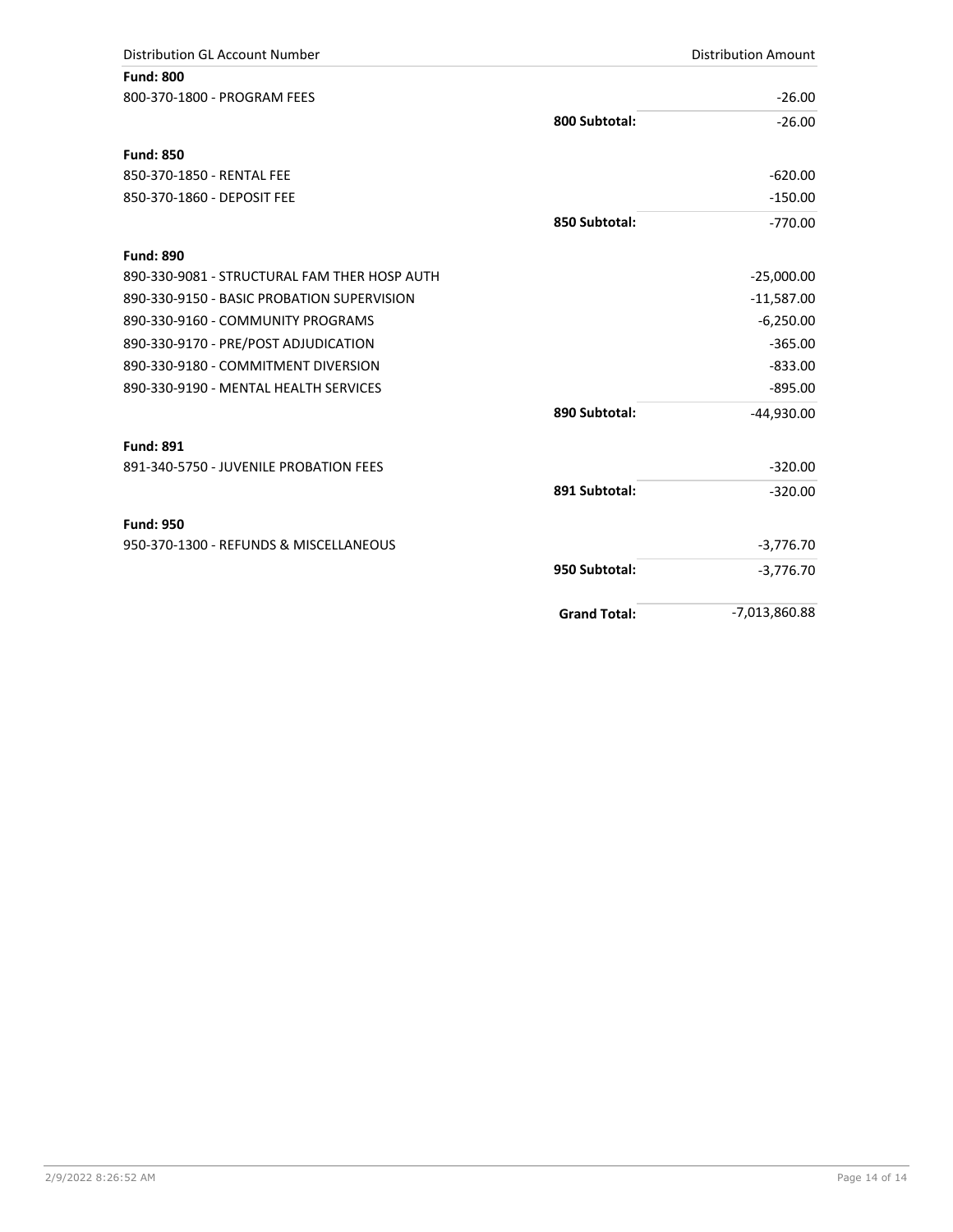| Distribution GL Account Number | | Distribution Amount |
|---|---|---|
| **Fund: 800** | | |
| 800-370-1800 - PROGRAM FEES | | -26.00 |
| | **800 Subtotal:** | -26.00 |
| **Fund: 850** | | |
| 850-370-1850 - RENTAL FEE | | -620.00 |
| 850-370-1860 - DEPOSIT FEE | | -150.00 |
| | **850 Subtotal:** | -770.00 |
| **Fund: 890** | | |
| 890-330-9081 - STRUCTURAL FAM THER HOSP AUTH | | -25,000.00 |
| 890-330-9150 - BASIC PROBATION SUPERVISION | | -11,587.00 |
| 890-330-9160 - COMMUNITY PROGRAMS | | -6,250.00 |
| 890-330-9170 - PRE/POST ADJUDICATION | | -365.00 |
| 890-330-9180 - COMMITMENT DIVERSION | | -833.00 |
| 890-330-9190 - MENTAL HEALTH SERVICES | | -895.00 |
| | **890 Subtotal:** | -44,930.00 |
| **Fund: 891** | | |
| 891-340-5750 - JUVENILE PROBATION FEES | | -320.00 |
| | **891 Subtotal:** | -320.00 |
| **Fund: 950** | | |
| 950-370-1300 - REFUNDS & MISCELLANEOUS | | -3,776.70 |
| | **950 Subtotal:** | -3,776.70 |
| | **Grand Total:** | -7,013,860.88 |

2/9/2022 8:26:52 AM